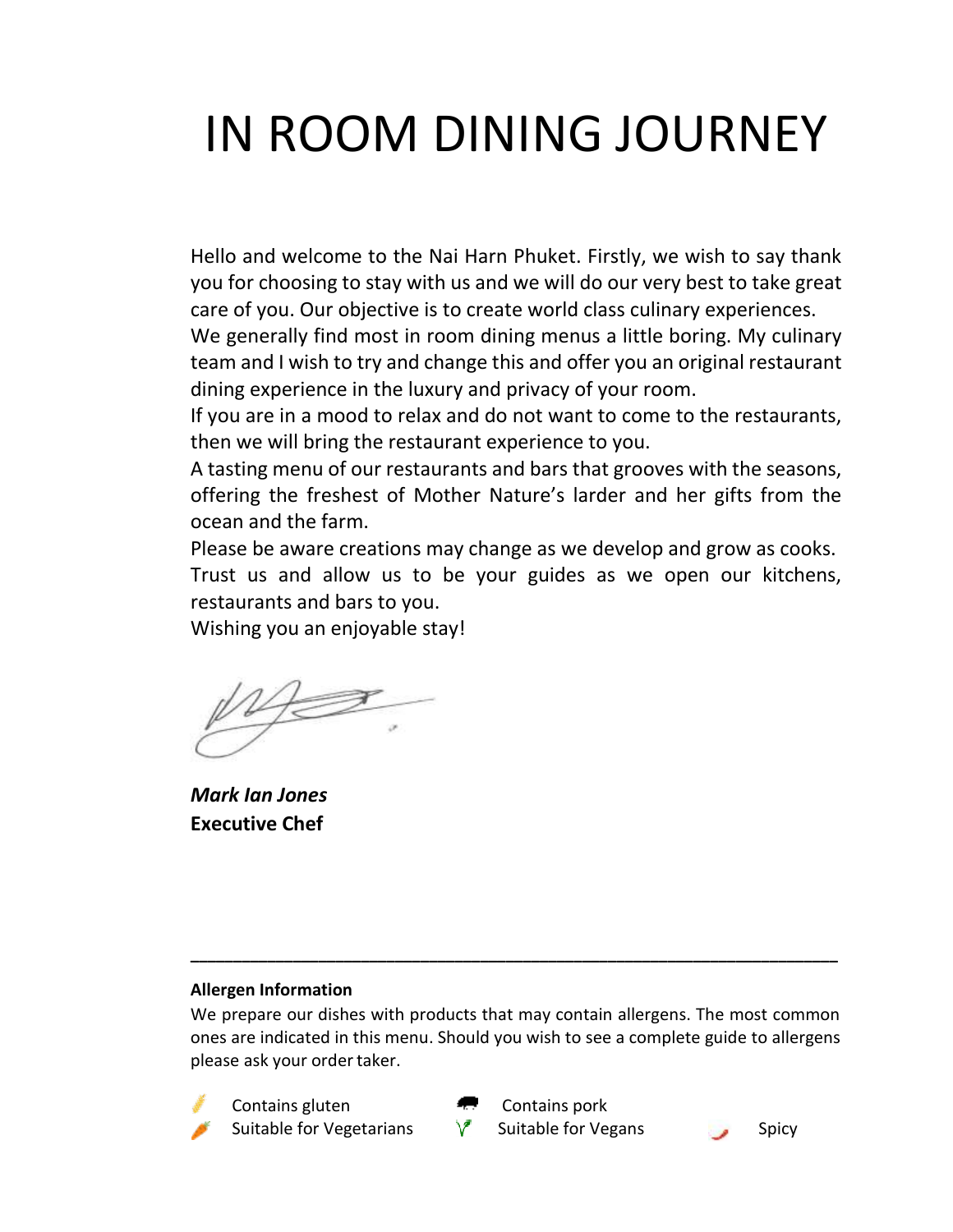# IN ROOM DINING JOURNEY

Hello and welcome to the Nai Harn Phuket. Firstly, we wish to say thank you for choosing to stay with us and we will do our very best to take great care of you. Our objective is to create world class culinary experiences.
We generally find most in room dining menus a little boring. My culinary team and I wish to try and change this and offer you an original restaurant dining experience in the luxury and privacy of your room.
If you are in a mood to relax and do not want to come to the restaurants, then we will bring the restaurant experience to you.
A tasting menu of our restaurants and bars that grooves with the seasons, offering the freshest of Mother Nature's larder and her gifts from the ocean and the farm.
Please be aware creations may change as we develop and grow as cooks.
Trust us and allow us to be your guides as we open our kitchens, restaurants and bars to you.
Wishing you an enjoyable stay!

***Mark Ian Jones***
**Executive Chef**

---

**Allergen Information**

We prepare our dishes with products that may contain allergens. The most common ones are indicated in this menu. Should you wish to see a complete guide to allergens please ask your order taker.

- Contains gluten
- Contains pork
- Suitable for Vegetarians
- Suitable for Vegans
- Spicy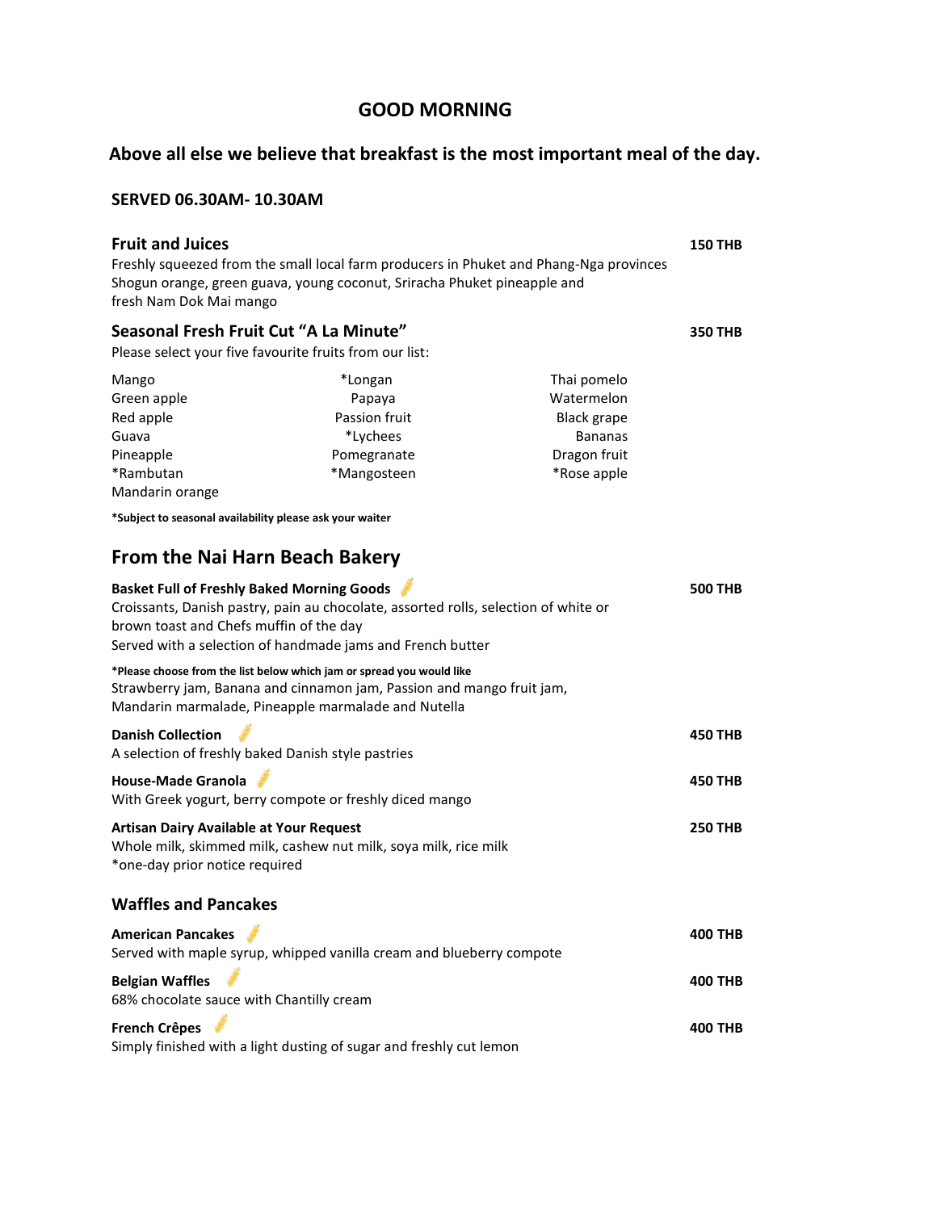# GOOD MORNING

## Above all else we believe that breakfast is the most important meal of the day.

**SERVED 06.30AM- 10.30AM**

### Fruit and Juices — 150 THB

Freshly squeezed from the small local farm producers in Phuket and Phang-Nga provinces
Shogun orange, green guava, young coconut, Sriracha Phuket pineapple and
fresh Nam Dok Mai mango

### Seasonal Fresh Fruit Cut "A La Minute" — 350 THB

Please select your five favourite fruits from our list:

| | | |
|---|---|---|
| Mango | *Longan | Thai pomelo |
| Green apple | Papaya | Watermelon |
| Red apple | Passion fruit | Black grape |
| Guava | *Lychees | Bananas |
| Pineapple | Pomegranate | Dragon fruit |
| *Rambutan | *Mangosteen | *Rose apple |
| Mandarin orange | | |

**\*Subject to seasonal availability please ask your waiter**

## From the Nai Harn Beach Bakery

**Basket Full of Freshly Baked Morning Goods** — **500 THB**
Croissants, Danish pastry, pain au chocolate, assorted rolls, selection of white or brown toast and Chefs muffin of the day
Served with a selection of handmade jams and French butter

**\*Please choose from the list below which jam or spread you would like**
Strawberry jam, Banana and cinnamon jam, Passion and mango fruit jam,
Mandarin marmalade, Pineapple marmalade and Nutella

**Danish Collection** — **450 THB**
A selection of freshly baked Danish style pastries

**House-Made Granola** — **450 THB**
With Greek yogurt, berry compote or freshly diced mango

**Artisan Dairy Available at Your Request** — **250 THB**
Whole milk, skimmed milk, cashew nut milk, soya milk, rice milk
*one-day prior notice required

### Waffles and Pancakes

**American Pancakes** — **400 THB**
Served with maple syrup, whipped vanilla cream and blueberry compote

**Belgian Waffles** — **400 THB**
68% chocolate sauce with Chantilly cream

**French Crêpes** — **400 THB**
Simply finished with a light dusting of sugar and freshly cut lemon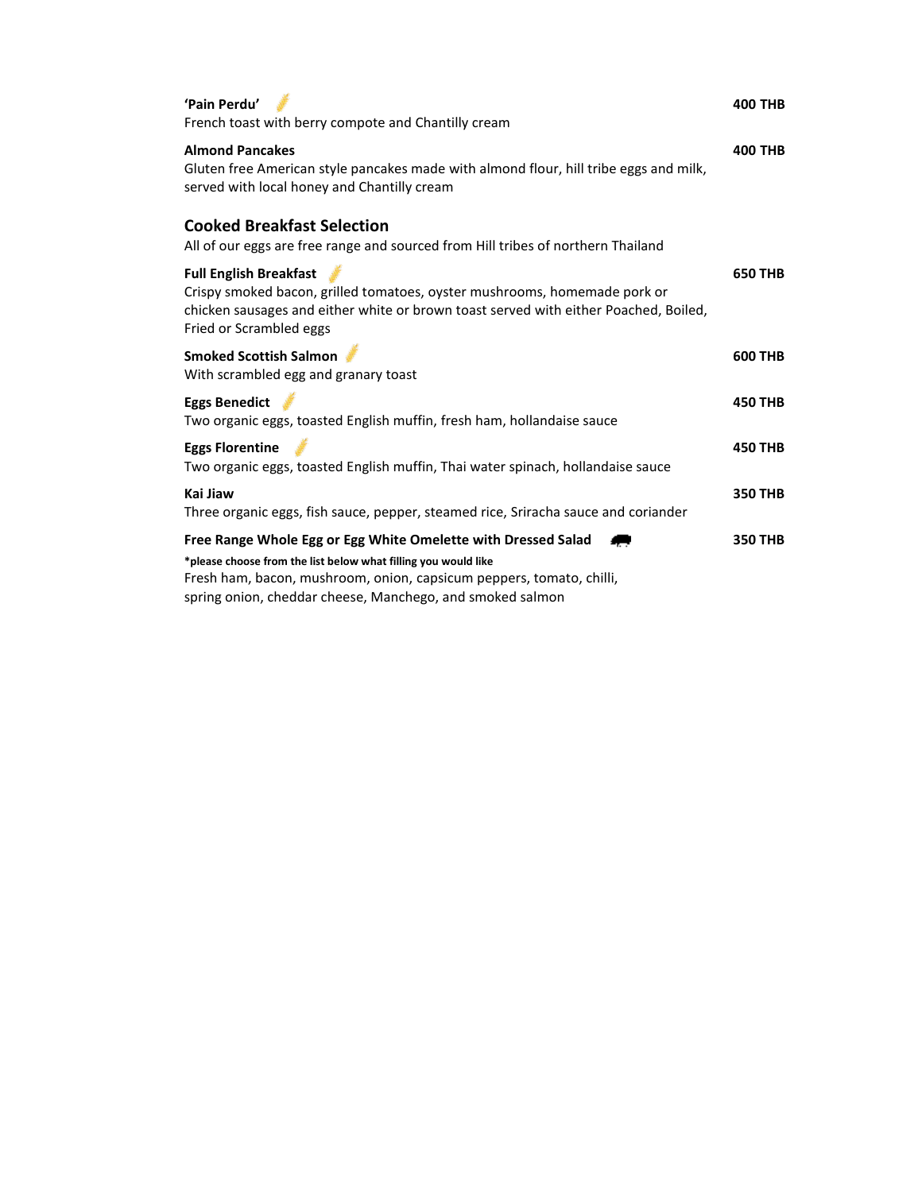**'Pain Perdu'** — **400 THB**
French toast with berry compote and Chantilly cream

**Almond Pancakes** — **400 THB**
Gluten free American style pancakes made with almond flour, hill tribe eggs and milk, served with local honey and Chantilly cream

## Cooked Breakfast Selection

All of our eggs are free range and sourced from Hill tribes of northern Thailand

**Full English Breakfast** — **650 THB**
Crispy smoked bacon, grilled tomatoes, oyster mushrooms, homemade pork or chicken sausages and either white or brown toast served with either Poached, Boiled, Fried or Scrambled eggs

**Smoked Scottish Salmon** — **600 THB**
With scrambled egg and granary toast

**Eggs Benedict** — **450 THB**
Two organic eggs, toasted English muffin, fresh ham, hollandaise sauce

**Eggs Florentine** — **450 THB**
Two organic eggs, toasted English muffin, Thai water spinach, hollandaise sauce

**Kai Jiaw** — **350 THB**
Three organic eggs, fish sauce, pepper, steamed rice, Sriracha sauce and coriander

**Free Range Whole Egg or Egg White Omelette with Dressed Salad** — **350 THB**
**\*please choose from the list below what filling you would like**
Fresh ham, bacon, mushroom, onion, capsicum peppers, tomato, chilli, spring onion, cheddar cheese, Manchego, and smoked salmon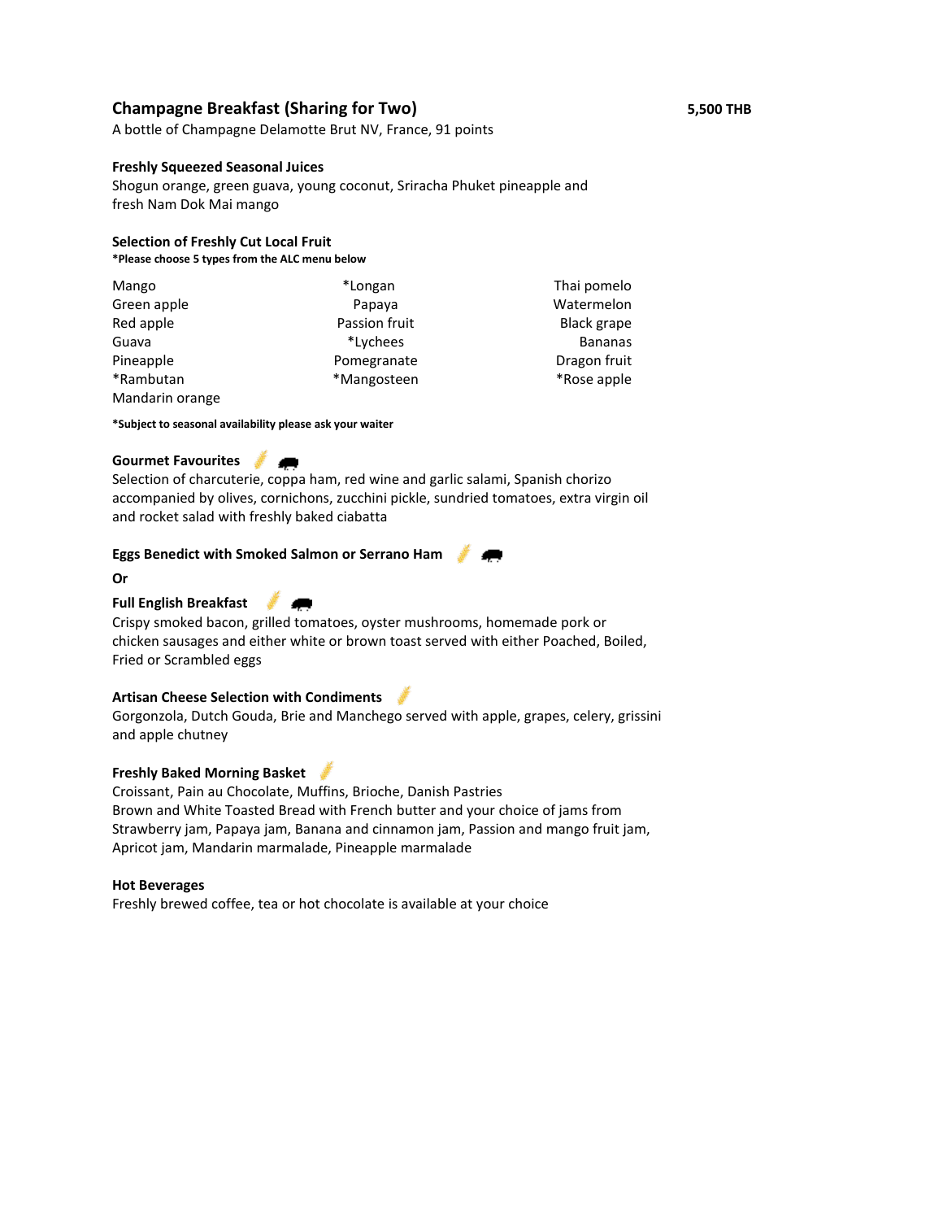## Champagne Breakfast (Sharing for Two) **5,500 THB**

A bottle of Champagne Delamotte Brut NV, France, 91 points

**Freshly Squeezed Seasonal Juices**

Shogun orange, green guava, young coconut, Sriracha Phuket pineapple and fresh Nam Dok Mai mango

**Selection of Freshly Cut Local Fruit**

***Please choose 5 types from the ALC menu below**

| | | |
|---|---|---|
| Mango | *Longan | Thai pomelo |
| Green apple | Papaya | Watermelon |
| Red apple | Passion fruit | Black grape |
| Guava | *Lychees | Bananas |
| Pineapple | Pomegranate | Dragon fruit |
| *Rambutan | *Mangosteen | *Rose apple |
| Mandarin orange | | |

***Subject to seasonal availability please ask your waiter**

**Gourmet Favourites**

Selection of charcuterie, coppa ham, red wine and garlic salami, Spanish chorizo accompanied by olives, cornichons, zucchini pickle, sundried tomatoes, extra virgin oil and rocket salad with freshly baked ciabatta

**Eggs Benedict with Smoked Salmon or Serrano Ham**

**Or**

**Full English Breakfast**

Crispy smoked bacon, grilled tomatoes, oyster mushrooms, homemade pork or chicken sausages and either white or brown toast served with either Poached, Boiled, Fried or Scrambled eggs

**Artisan Cheese Selection with Condiments**

Gorgonzola, Dutch Gouda, Brie and Manchego served with apple, grapes, celery, grissini and apple chutney

**Freshly Baked Morning Basket**

Croissant, Pain au Chocolate, Muffins, Brioche, Danish Pastries
Brown and White Toasted Bread with French butter and your choice of jams from Strawberry jam, Papaya jam, Banana and cinnamon jam, Passion and mango fruit jam, Apricot jam, Mandarin marmalade, Pineapple marmalade

**Hot Beverages**

Freshly brewed coffee, tea or hot chocolate is available at your choice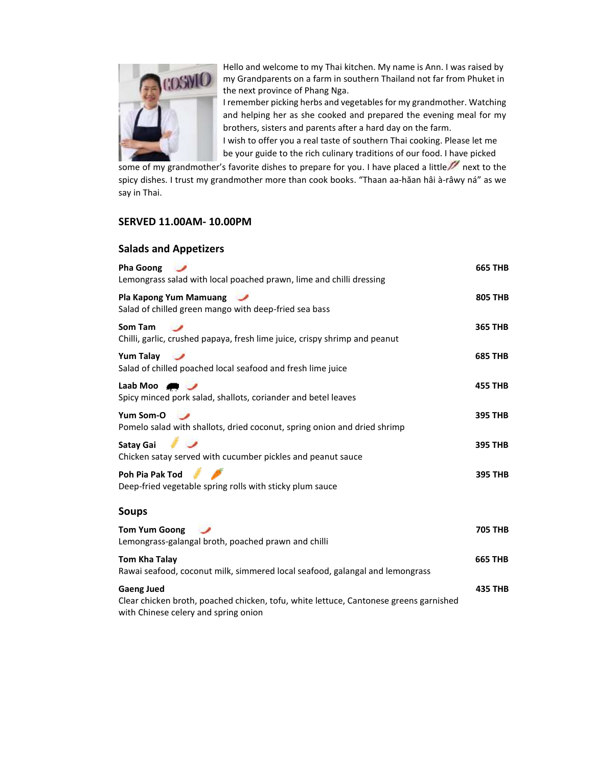Hello and welcome to my Thai kitchen. My name is Ann. I was raised by my Grandparents on a farm in southern Thailand not far from Phuket in the next province of Phang Nga.

I remember picking herbs and vegetables for my grandmother. Watching and helping her as she cooked and prepared the evening meal for my brothers, sisters and parents after a hard day on the farm.

I wish to offer you a real taste of southern Thai cooking. Please let me be your guide to the rich culinary traditions of our food. I have picked some of my grandmother's favorite dishes to prepare for you. I have placed a little next to the spicy dishes. I trust my grandmother more than cook books. "Thaan aa-hăan hâi à-râwy ná" as we say in Thai.

## SERVED 11.00AM- 10.00PM

### Salads and Appetizers

**Pha Goong** — **665 THB**
Lemongrass salad with local poached prawn, lime and chilli dressing

**Pla Kapong Yum Mamuang** — **805 THB**
Salad of chilled green mango with deep-fried sea bass

**Som Tam** — **365 THB**
Chilli, garlic, crushed papaya, fresh lime juice, crispy shrimp and peanut

**Yum Talay** — **685 THB**
Salad of chilled poached local seafood and fresh lime juice

**Laab Moo** — **455 THB**
Spicy minced pork salad, shallots, coriander and betel leaves

**Yum Som-O** — **395 THB**
Pomelo salad with shallots, dried coconut, spring onion and dried shrimp

**Satay Gai** — **395 THB**
Chicken satay served with cucumber pickles and peanut sauce

**Poh Pia Pak Tod** — **395 THB**
Deep-fried vegetable spring rolls with sticky plum sauce

### Soups

**Tom Yum Goong** — **705 THB**
Lemongrass-galangal broth, poached prawn and chilli

**Tom Kha Talay** — **665 THB**
Rawai seafood, coconut milk, simmered local seafood, galangal and lemongrass

**Gaeng Jued** — **435 THB**
Clear chicken broth, poached chicken, tofu, white lettuce, Cantonese greens garnished with Chinese celery and spring onion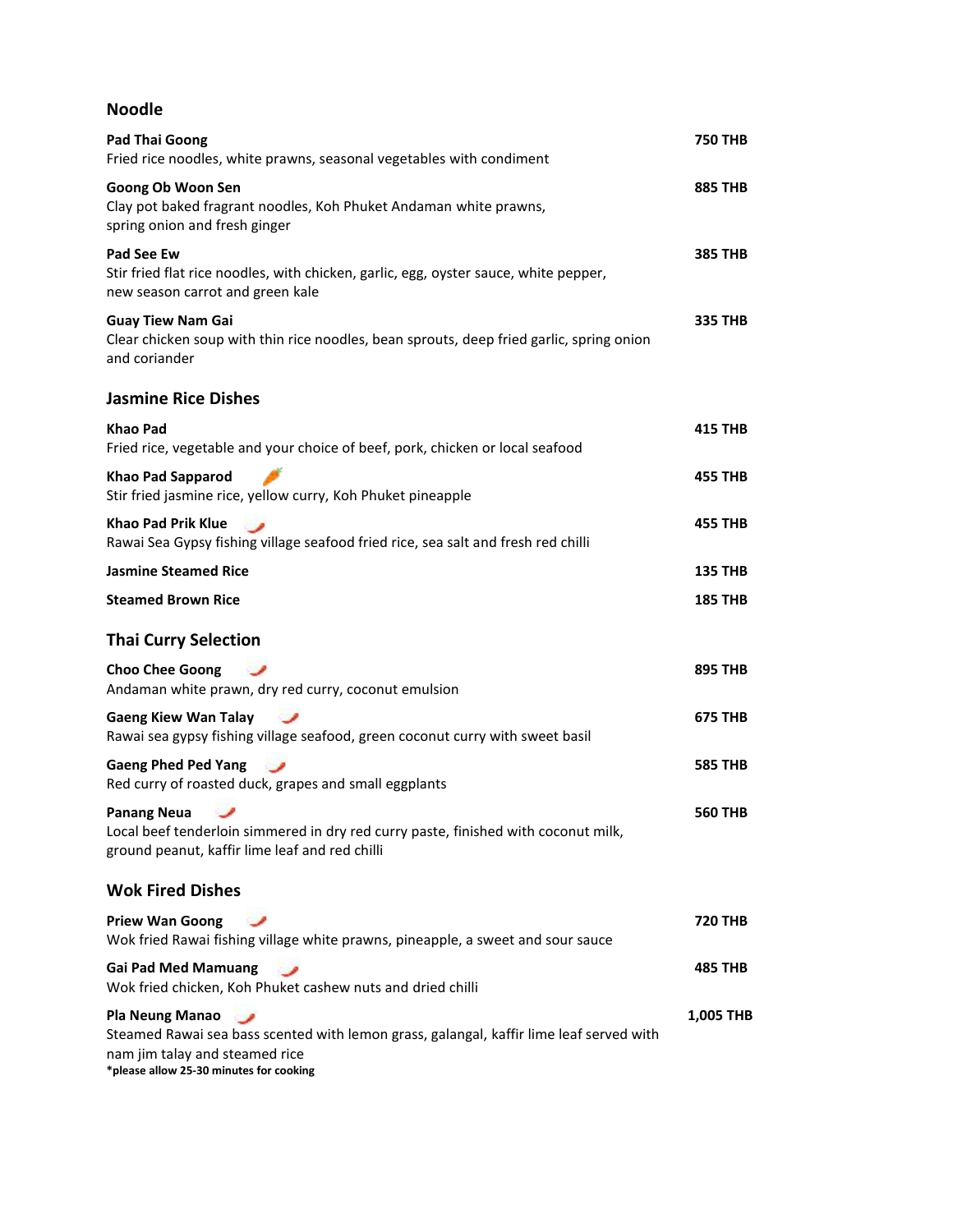## Noodle

**Pad Thai Goong** **750 THB**
Fried rice noodles, white prawns, seasonal vegetables with condiment

**Goong Ob Woon Sen** **885 THB**
Clay pot baked fragrant noodles, Koh Phuket Andaman white prawns, spring onion and fresh ginger

**Pad See Ew** **385 THB**
Stir fried flat rice noodles, with chicken, garlic, egg, oyster sauce, white pepper, new season carrot and green kale

**Guay Tiew Nam Gai** **335 THB**
Clear chicken soup with thin rice noodles, bean sprouts, deep fried garlic, spring onion and coriander

## Jasmine Rice Dishes

**Khao Pad** **415 THB**
Fried rice, vegetable and your choice of beef, pork, chicken or local seafood

**Khao Pad Sapparod** **455 THB**
Stir fried jasmine rice, yellow curry, Koh Phuket pineapple

**Khao Pad Prik Klue** **455 THB**
Rawai Sea Gypsy fishing village seafood fried rice, sea salt and fresh red chilli

**Jasmine Steamed Rice** **135 THB**

**Steamed Brown Rice** **185 THB**

## Thai Curry Selection

**Choo Chee Goong** **895 THB**
Andaman white prawn, dry red curry, coconut emulsion

**Gaeng Kiew Wan Talay** **675 THB**
Rawai sea gypsy fishing village seafood, green coconut curry with sweet basil

**Gaeng Phed Ped Yang** **585 THB**
Red curry of roasted duck, grapes and small eggplants

**Panang Neua** **560 THB**
Local beef tenderloin simmered in dry red curry paste, finished with coconut milk, ground peanut, kaffir lime leaf and red chilli

## Wok Fired Dishes

**Priew Wan Goong** **720 THB**
Wok fried Rawai fishing village white prawns, pineapple, a sweet and sour sauce

**Gai Pad Med Mamuang** **485 THB**
Wok fried chicken, Koh Phuket cashew nuts and dried chilli

**Pla Neung Manao** **1,005 THB**
Steamed Rawai sea bass scented with lemon grass, galangal, kaffir lime leaf served with nam jim talay and steamed rice
***please allow 25-30 minutes for cooking**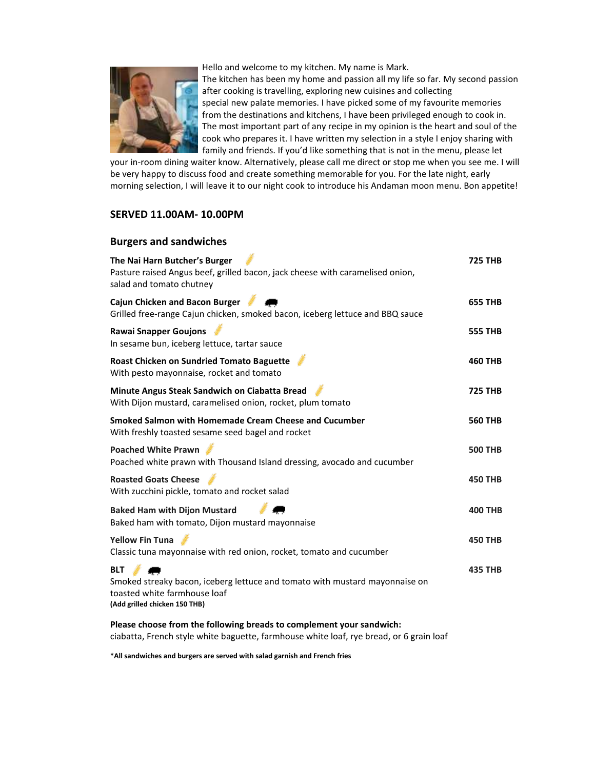Hello and welcome to my kitchen. My name is Mark.
The kitchen has been my home and passion all my life so far. My second passion after cooking is travelling, exploring new cuisines and collecting special new palate memories. I have picked some of my favourite memories from the destinations and kitchens, I have been privileged enough to cook in. The most important part of any recipe in my opinion is the heart and soul of the cook who prepares it. I have written my selection in a style I enjoy sharing with family and friends. If you'd like something that is not in the menu, please let your in-room dining waiter know. Alternatively, please call me direct or stop me when you see me. I will be very happy to discuss food and create something memorable for you. For the late night, early morning selection, I will leave it to our night cook to introduce his Andaman moon menu. Bon appetite!

## SERVED 11.00AM- 10.00PM

## Burgers and sandwiches

**The Nai Harn Butcher's Burger** — **725 THB**
Pasture raised Angus beef, grilled bacon, jack cheese with caramelised onion, salad and tomato chutney

**Cajun Chicken and Bacon Burger** — **655 THB**
Grilled free-range Cajun chicken, smoked bacon, iceberg lettuce and BBQ sauce

**Rawai Snapper Goujons** — **555 THB**
In sesame bun, iceberg lettuce, tartar sauce

**Roast Chicken on Sundried Tomato Baguette** — **460 THB**
With pesto mayonnaise, rocket and tomato

**Minute Angus Steak Sandwich on Ciabatta Bread** — **725 THB**
With Dijon mustard, caramelised onion, rocket, plum tomato

**Smoked Salmon with Homemade Cream Cheese and Cucumber** — **560 THB**
With freshly toasted sesame seed bagel and rocket

**Poached White Prawn** — **500 THB**
Poached white prawn with Thousand Island dressing, avocado and cucumber

**Roasted Goats Cheese** — **450 THB**
With zucchini pickle, tomato and rocket salad

**Baked Ham with Dijon Mustard** — **400 THB**
Baked ham with tomato, Dijon mustard mayonnaise

**Yellow Fin Tuna** — **450 THB**
Classic tuna mayonnaise with red onion, rocket, tomato and cucumber

**BLT** — **435 THB**
Smoked streaky bacon, iceberg lettuce and tomato with mustard mayonnaise on toasted white farmhouse loaf
**(Add grilled chicken 150 THB)**

**Please choose from the following breads to complement your sandwich:**
ciabatta, French style white baguette, farmhouse white loaf, rye bread, or 6 grain loaf

***All sandwiches and burgers are served with salad garnish and French fries**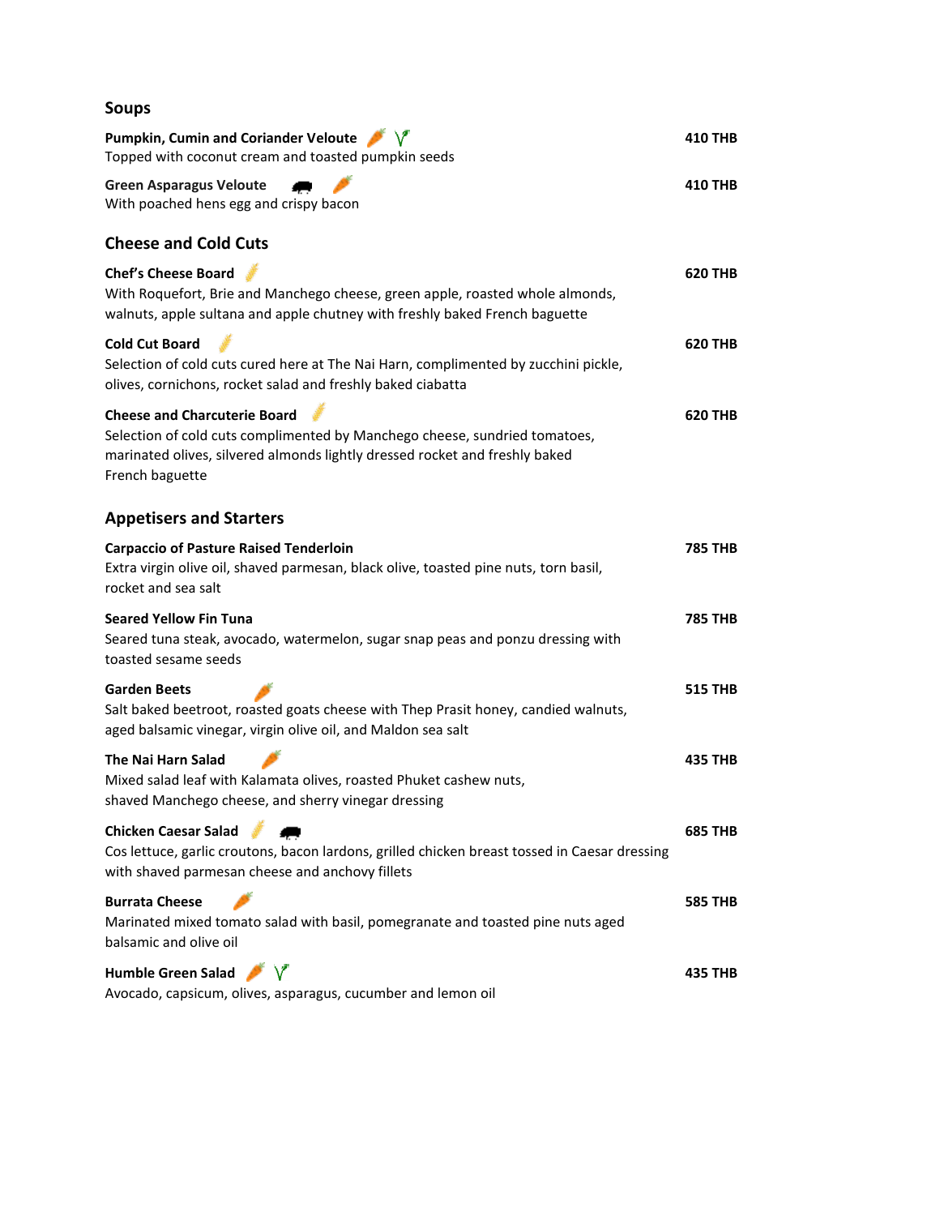## Soups

**Pumpkin, Cumin and Coriander Veloute** — 410 THB
Topped with coconut cream and toasted pumpkin seeds

**Green Asparagus Veloute** — 410 THB
With poached hens egg and crispy bacon

## Cheese and Cold Cuts

**Chef's Cheese Board** — 620 THB
With Roquefort, Brie and Manchego cheese, green apple, roasted whole almonds, walnuts, apple sultana and apple chutney with freshly baked French baguette

**Cold Cut Board** — 620 THB
Selection of cold cuts cured here at The Nai Harn, complimented by zucchini pickle, olives, cornichons, rocket salad and freshly baked ciabatta

**Cheese and Charcuterie Board** — 620 THB
Selection of cold cuts complimented by Manchego cheese, sundried tomatoes, marinated olives, silvered almonds lightly dressed rocket and freshly baked French baguette

## Appetisers and Starters

**Carpaccio of Pasture Raised Tenderloin** — 785 THB
Extra virgin olive oil, shaved parmesan, black olive, toasted pine nuts, torn basil, rocket and sea salt

**Seared Yellow Fin Tuna** — 785 THB
Seared tuna steak, avocado, watermelon, sugar snap peas and ponzu dressing with toasted sesame seeds

**Garden Beets** — 515 THB
Salt baked beetroot, roasted goats cheese with Thep Prasit honey, candied walnuts, aged balsamic vinegar, virgin olive oil, and Maldon sea salt

**The Nai Harn Salad** — 435 THB
Mixed salad leaf with Kalamata olives, roasted Phuket cashew nuts, shaved Manchego cheese, and sherry vinegar dressing

**Chicken Caesar Salad** — 685 THB
Cos lettuce, garlic croutons, bacon lardons, grilled chicken breast tossed in Caesar dressing with shaved parmesan cheese and anchovy fillets

**Burrata Cheese** — 585 THB
Marinated mixed tomato salad with basil, pomegranate and toasted pine nuts aged balsamic and olive oil

**Humble Green Salad** — 435 THB
Avocado, capsicum, olives, asparagus, cucumber and lemon oil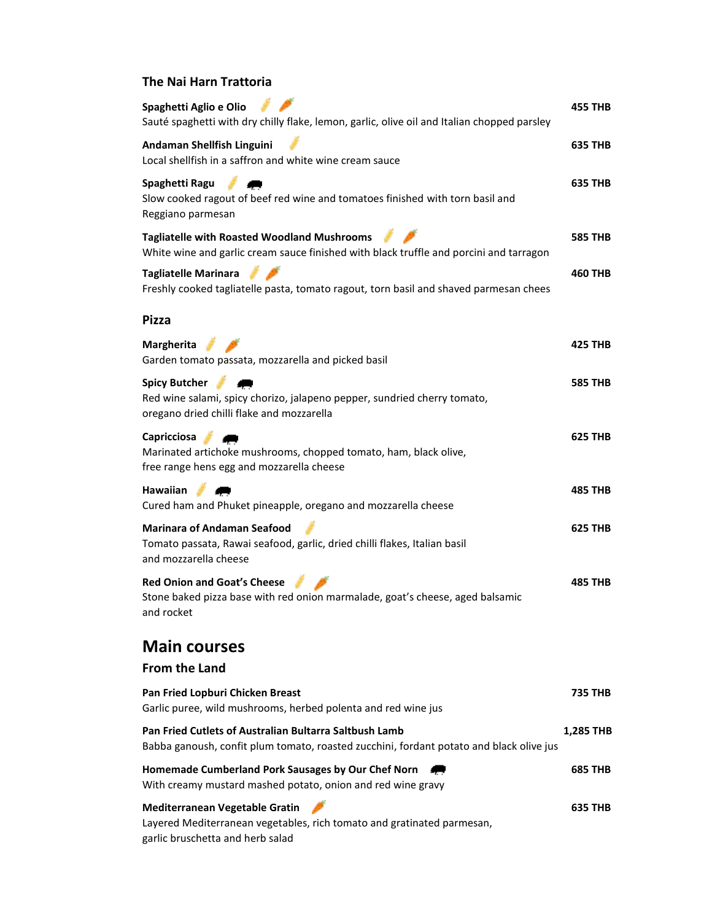## The Nai Harn Trattoria

**Spaghetti Aglio e Olio** — 455 THB
Sauté spaghetti with dry chilly flake, lemon, garlic, olive oil and Italian chopped parsley

**Andaman Shellfish Linguini** — 635 THB
Local shellfish in a saffron and white wine cream sauce

**Spaghetti Ragu** — 635 THB
Slow cooked ragout of beef red wine and tomatoes finished with torn basil and Reggiano parmesan

**Tagliatelle with Roasted Woodland Mushrooms** — 585 THB
White wine and garlic cream sauce finished with black truffle and porcini and tarragon

**Tagliatelle Marinara** — 460 THB
Freshly cooked tagliatelle pasta, tomato ragout, torn basil and shaved parmesan chees

## Pizza

**Margherita** — 425 THB
Garden tomato passata, mozzarella and picked basil

**Spicy Butcher** — 585 THB
Red wine salami, spicy chorizo, jalapeno pepper, sundried cherry tomato, oregano dried chilli flake and mozzarella

**Capricciosa** — 625 THB
Marinated artichoke mushrooms, chopped tomato, ham, black olive, free range hens egg and mozzarella cheese

**Hawaiian** — 485 THB
Cured ham and Phuket pineapple, oregano and mozzarella cheese

**Marinara of Andaman Seafood** — 625 THB
Tomato passata, Rawai seafood, garlic, dried chilli flakes, Italian basil and mozzarella cheese

**Red Onion and Goat's Cheese** — 485 THB
Stone baked pizza base with red onion marmalade, goat's cheese, aged balsamic and rocket

# Main courses

## From the Land

**Pan Fried Lopburi Chicken Breast** — 735 THB
Garlic puree, wild mushrooms, herbed polenta and red wine jus

**Pan Fried Cutlets of Australian Bultarra Saltbush Lamb** — 1,285 THB
Babba ganoush, confit plum tomato, roasted zucchini, fordant potato and black olive jus

**Homemade Cumberland Pork Sausages by Our Chef Norn** — 685 THB
With creamy mustard mashed potato, onion and red wine gravy

**Mediterranean Vegetable Gratin** — 635 THB
Layered Mediterranean vegetables, rich tomato and gratinated parmesan, garlic bruschetta and herb salad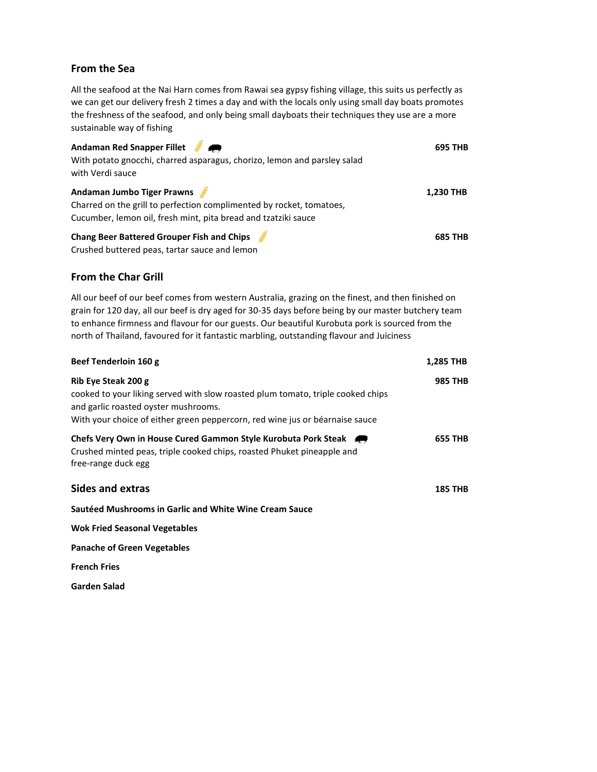## From the Sea

All the seafood at the Nai Harn comes from Rawai sea gypsy fishing village, this suits us perfectly as we can get our delivery fresh 2 times a day and with the locals only using small day boats promotes the freshness of the seafood, and only being small dayboats their techniques they use are a more sustainable way of fishing

**Andaman Red Snapper Fillet** — **695 THB**
With potato gnocchi, charred asparagus, chorizo, lemon and parsley salad with Verdi sauce

**Andaman Jumbo Tiger Prawns** — **1,230 THB**
Charred on the grill to perfection complimented by rocket, tomatoes, Cucumber, lemon oil, fresh mint, pita bread and tzatziki sauce

**Chang Beer Battered Grouper Fish and Chips** — **685 THB**
Crushed buttered peas, tartar sauce and lemon

## From the Char Grill

All our beef of our beef comes from western Australia, grazing on the finest, and then finished on grain for 120 day, all our beef is dry aged for 30-35 days before being by our master butchery team to enhance firmness and flavour for our guests. Our beautiful Kurobuta pork is sourced from the north of Thailand, favoured for it fantastic marbling, outstanding flavour and Juiciness

**Beef Tenderloin 160 g** — **1,285 THB**

**Rib Eye Steak 200 g** — **985 THB**
cooked to your liking served with slow roasted plum tomato, triple cooked chips and garlic roasted oyster mushrooms.
With your choice of either green peppercorn, red wine jus or béarnaise sauce

**Chefs Very Own in House Cured Gammon Style Kurobuta Pork Steak** — **655 THB**
Crushed minted peas, triple cooked chips, roasted Phuket pineapple and free-range duck egg

## Sides and extras — 185 THB

**Sautéed Mushrooms in Garlic and White Wine Cream Sauce**

**Wok Fried Seasonal Vegetables**

**Panache of Green Vegetables**

**French Fries**

**Garden Salad**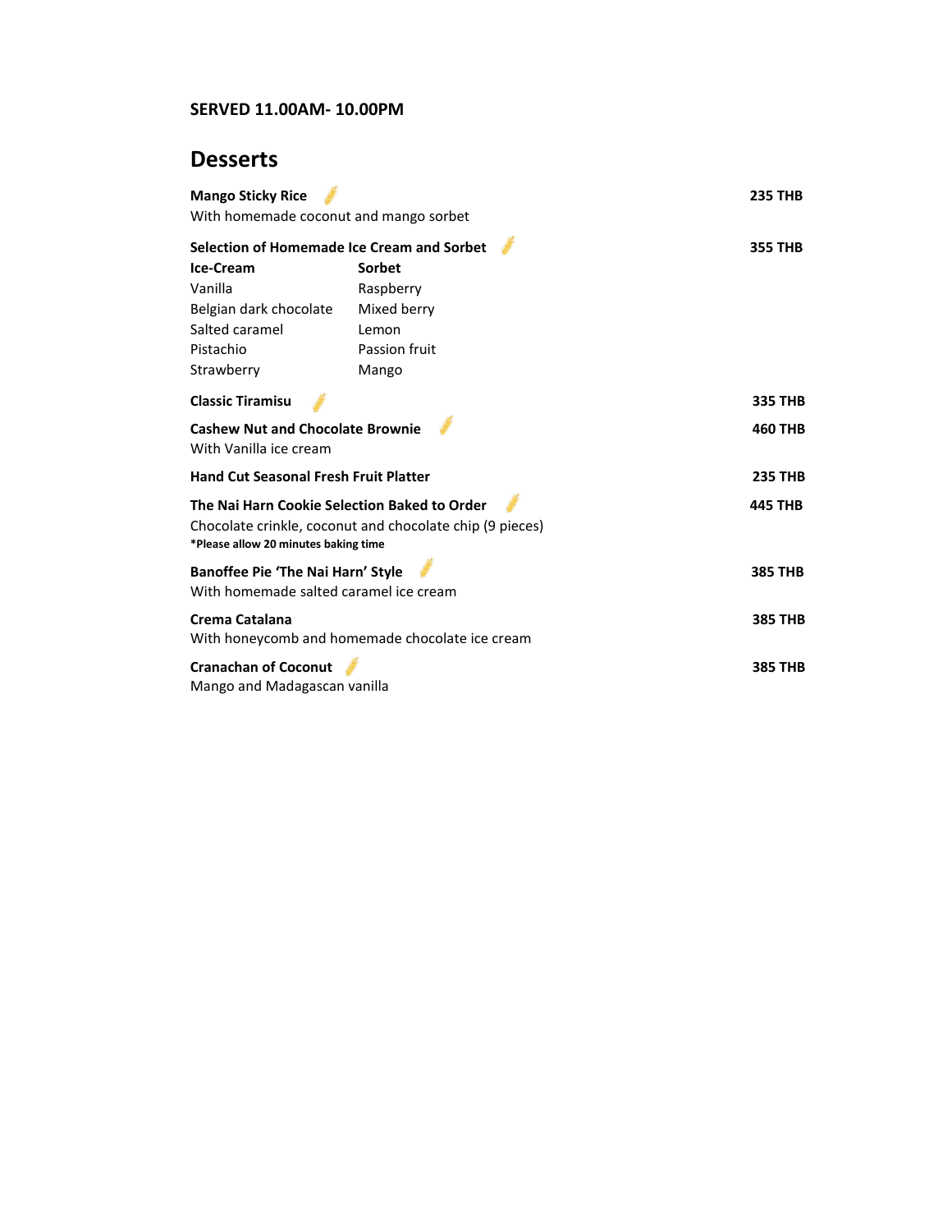**SERVED 11.00AM- 10.00PM**

## Desserts

**Mango Sticky Rice** — **235 THB**
With homemade coconut and mango sorbet

**Selection of Homemade Ice Cream and Sorbet** — **355 THB**

| **Ice-Cream** | **Sorbet** |
| --- | --- |
| Vanilla | Raspberry |
| Belgian dark chocolate | Mixed berry |
| Salted caramel | Lemon |
| Pistachio | Passion fruit |
| Strawberry | Mango |

**Classic Tiramisu** — **335 THB**

**Cashew Nut and Chocolate Brownie** — **460 THB**
With Vanilla ice cream

**Hand Cut Seasonal Fresh Fruit Platter** — **235 THB**

**The Nai Harn Cookie Selection Baked to Order** — **445 THB**
Chocolate crinkle, coconut and chocolate chip (9 pieces)
**\*Please allow 20 minutes baking time**

**Banoffee Pie 'The Nai Harn' Style** — **385 THB**
With homemade salted caramel ice cream

**Crema Catalana** — **385 THB**
With honeycomb and homemade chocolate ice cream

**Cranachan of Coconut** — **385 THB**
Mango and Madagascan vanilla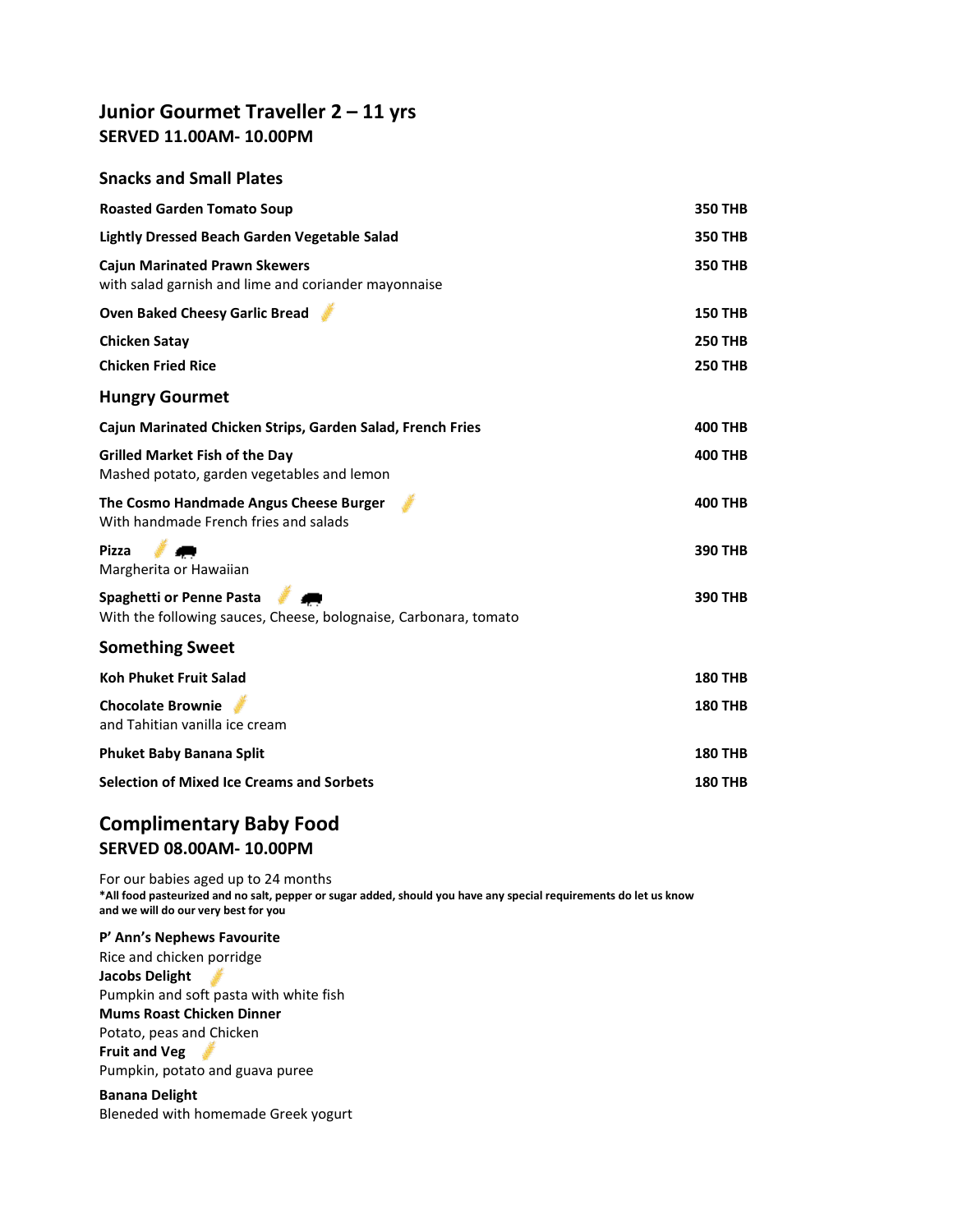# Junior Gourmet Traveller 2 – 11 yrs

**SERVED 11.00AM- 10.00PM**

## Snacks and Small Plates

| | |
|---|---|
| **Roasted Garden Tomato Soup** | **350 THB** |
| **Lightly Dressed Beach Garden Vegetable Salad** | **350 THB** |
| **Cajun Marinated Prawn Skewers**<br>with salad garnish and lime and coriander mayonnaise | **350 THB** |
| **Oven Baked Cheesy Garlic Bread** | **150 THB** |
| **Chicken Satay** | **250 THB** |
| **Chicken Fried Rice** | **250 THB** |

## Hungry Gourmet

| | |
|---|---|
| **Cajun Marinated Chicken Strips, Garden Salad, French Fries** | **400 THB** |
| **Grilled Market Fish of the Day**<br>Mashed potato, garden vegetables and lemon | **400 THB** |
| **The Cosmo Handmade Angus Cheese Burger**<br>With handmade French fries and salads | **400 THB** |
| **Pizza**<br>Margherita or Hawaiian | **390 THB** |
| **Spaghetti or Penne Pasta**<br>With the following sauces, Cheese, bolognaise, Carbonara, tomato | **390 THB** |

## Something Sweet

| | |
|---|---|
| **Koh Phuket Fruit Salad** | **180 THB** |
| **Chocolate Brownie**<br>and Tahitian vanilla ice cream | **180 THB** |
| **Phuket Baby Banana Split** | **180 THB** |
| **Selection of Mixed Ice Creams and Sorbets** | **180 THB** |

# Complimentary Baby Food

**SERVED 08.00AM- 10.00PM**

For our babies aged up to 24 months

**\*All food pasteurized and no salt, pepper or sugar added, should you have any special requirements do let us know and we will do our very best for you**

**P' Ann's Nephews Favourite**
Rice and chicken porridge

**Jacobs Delight**
Pumpkin and soft pasta with white fish

**Mums Roast Chicken Dinner**
Potato, peas and Chicken

**Fruit and Veg**
Pumpkin, potato and guava puree

**Banana Delight**
Bleneded with homemade Greek yogurt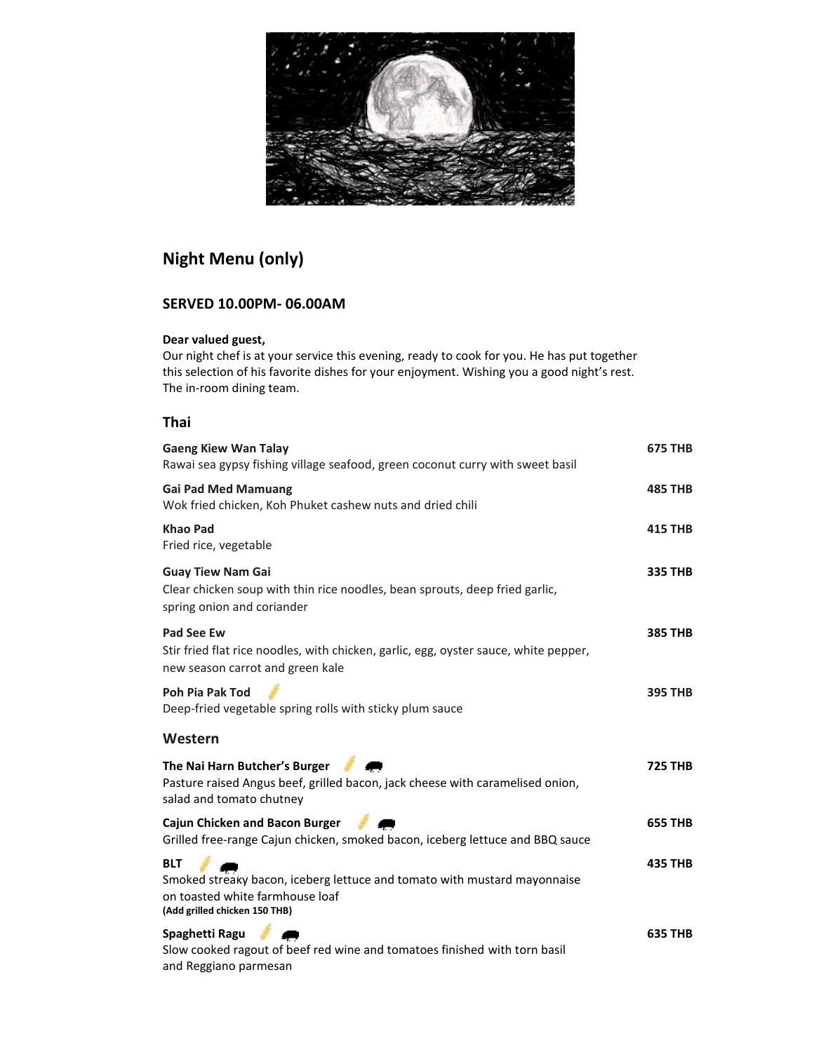## Night Menu (only)

### SERVED 10.00PM- 06.00AM

**Dear valued guest,**
Our night chef is at your service this evening, ready to cook for you. He has put together this selection of his favorite dishes for your enjoyment. Wishing you a good night's rest.
The in-room dining team.

### Thai

**Gaeng Kiew Wan Talay** — **675 THB**
Rawai sea gypsy fishing village seafood, green coconut curry with sweet basil

**Gai Pad Med Mamuang** — **485 THB**
Wok fried chicken, Koh Phuket cashew nuts and dried chili

**Khao Pad** — **415 THB**
Fried rice, vegetable

**Guay Tiew Nam Gai** — **335 THB**
Clear chicken soup with thin rice noodles, bean sprouts, deep fried garlic, spring onion and coriander

**Pad See Ew** — **385 THB**
Stir fried flat rice noodles, with chicken, garlic, egg, oyster sauce, white pepper, new season carrot and green kale

**Poh Pia Pak Tod** — **395 THB**
Deep-fried vegetable spring rolls with sticky plum sauce

### Western

**The Nai Harn Butcher's Burger** — **725 THB**
Pasture raised Angus beef, grilled bacon, jack cheese with caramelised onion, salad and tomato chutney

**Cajun Chicken and Bacon Burger** — **655 THB**
Grilled free-range Cajun chicken, smoked bacon, iceberg lettuce and BBQ sauce

**BLT** — **435 THB**
Smoked streaky bacon, iceberg lettuce and tomato with mustard mayonnaise on toasted white farmhouse loaf
**(Add grilled chicken 150 THB)**

**Spaghetti Ragu** — **635 THB**
Slow cooked ragout of beef red wine and tomatoes finished with torn basil and Reggiano parmesan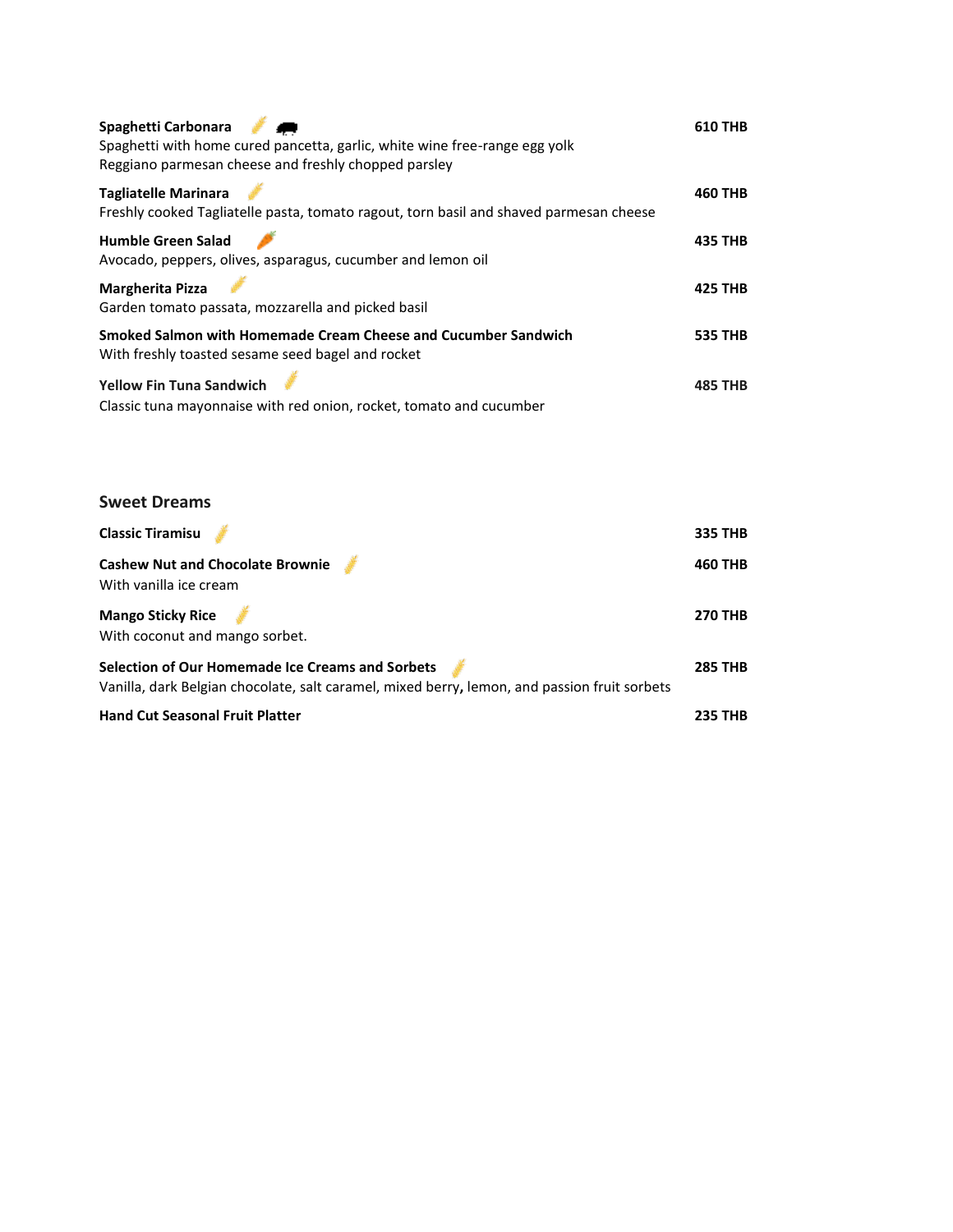**Spaghetti Carbonara** — 610 THB
Spaghetti with home cured pancetta, garlic, white wine free-range egg yolk
Reggiano parmesan cheese and freshly chopped parsley

**Tagliatelle Marinara** — 460 THB
Freshly cooked Tagliatelle pasta, tomato ragout, torn basil and shaved parmesan cheese

**Humble Green Salad** — 435 THB
Avocado, peppers, olives, asparagus, cucumber and lemon oil

**Margherita Pizza** — 425 THB
Garden tomato passata, mozzarella and picked basil

**Smoked Salmon with Homemade Cream Cheese and Cucumber Sandwich** — 535 THB
With freshly toasted sesame seed bagel and rocket

**Yellow Fin Tuna Sandwich** — 485 THB
Classic tuna mayonnaise with red onion, rocket, tomato and cucumber

## Sweet Dreams

**Classic Tiramisu** — 335 THB

**Cashew Nut and Chocolate Brownie** — 460 THB
With vanilla ice cream

**Mango Sticky Rice** — 270 THB
With coconut and mango sorbet.

**Selection of Our Homemade Ice Creams and Sorbets** — 285 THB
Vanilla, dark Belgian chocolate, salt caramel, mixed berry, lemon, and passion fruit sorbets

**Hand Cut Seasonal Fruit Platter** — 235 THB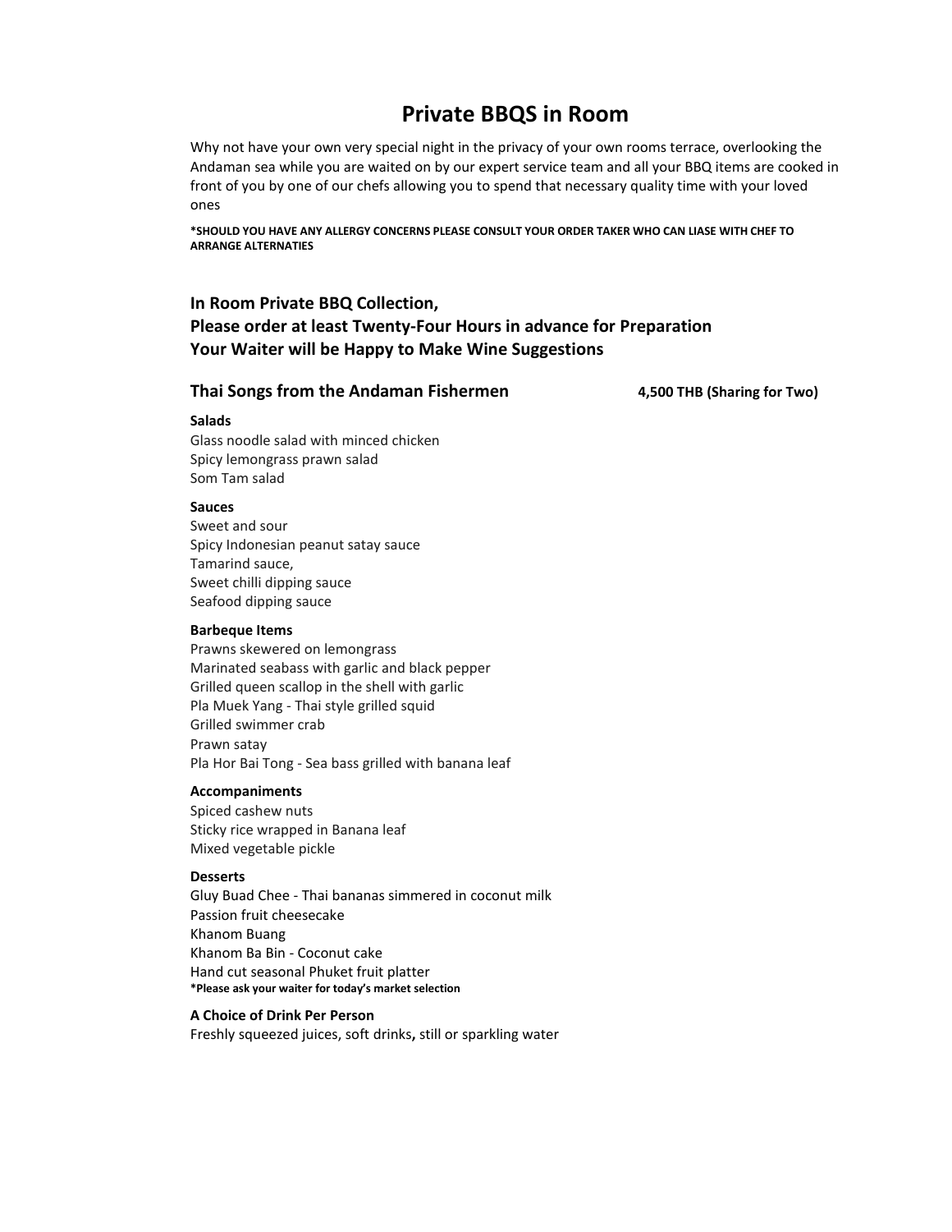# Private BBQS in Room

Why not have your own very special night in the privacy of your own rooms terrace, overlooking the Andaman sea while you are waited on by our expert service team and all your BBQ items are cooked in front of you by one of our chefs allowing you to spend that necessary quality time with your loved ones

**\*SHOULD YOU HAVE ANY ALLERGY CONCERNS PLEASE CONSULT YOUR ORDER TAKER WHO CAN LIASE WITH CHEF TO ARRANGE ALTERNATIES**

## In Room Private BBQ Collection,
## Please order at least Twenty-Four Hours in advance for Preparation
## Your Waiter will be Happy to Make Wine Suggestions

### Thai Songs from the Andaman Fishermen — 4,500 THB (Sharing for Two)

**Salads**

Glass noodle salad with minced chicken
Spicy lemongrass prawn salad
Som Tam salad

**Sauces**

Sweet and sour
Spicy Indonesian peanut satay sauce
Tamarind sauce,
Sweet chilli dipping sauce
Seafood dipping sauce

**Barbeque Items**

Prawns skewered on lemongrass
Marinated seabass with garlic and black pepper
Grilled queen scallop in the shell with garlic
Pla Muek Yang - Thai style grilled squid
Grilled swimmer crab
Prawn satay
Pla Hor Bai Tong - Sea bass grilled with banana leaf

**Accompaniments**

Spiced cashew nuts
Sticky rice wrapped in Banana leaf
Mixed vegetable pickle

**Desserts**

Gluy Buad Chee - Thai bananas simmered in coconut milk
Passion fruit cheesecake
Khanom Buang
Khanom Ba Bin - Coconut cake
Hand cut seasonal Phuket fruit platter
**\*Please ask your waiter for today's market selection**

**A Choice of Drink Per Person**

Freshly squeezed juices, soft drinks**,** still or sparkling water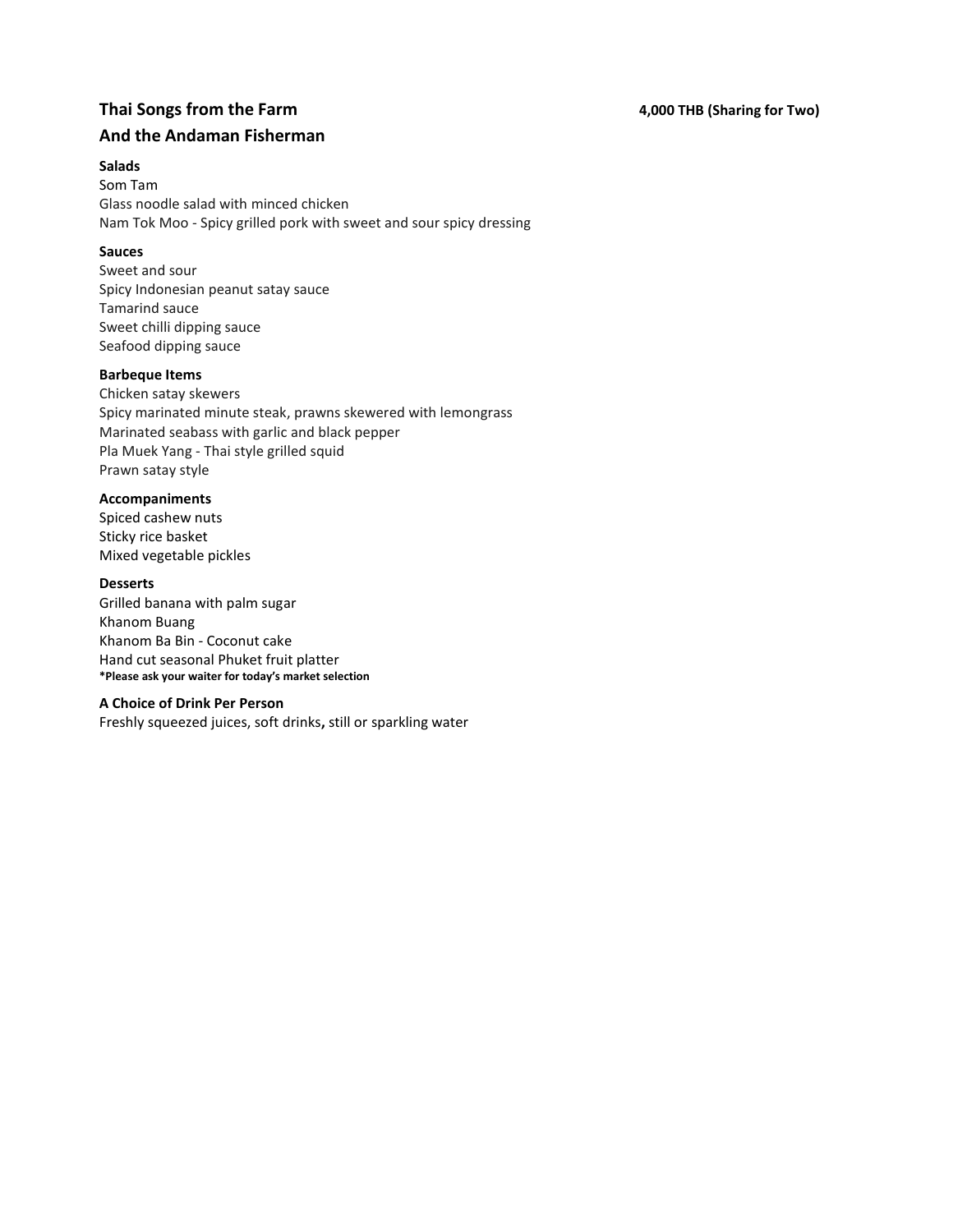## Thai Songs from the Farm And the Andaman Fisherman

**4,000 THB (Sharing for Two)**

**Salads**
Som Tam
Glass noodle salad with minced chicken
Nam Tok Moo - Spicy grilled pork with sweet and sour spicy dressing

**Sauces**
Sweet and sour
Spicy Indonesian peanut satay sauce
Tamarind sauce
Sweet chilli dipping sauce
Seafood dipping sauce

**Barbeque Items**
Chicken satay skewers
Spicy marinated minute steak, prawns skewered with lemongrass
Marinated seabass with garlic and black pepper
Pla Muek Yang - Thai style grilled squid
Prawn satay style

**Accompaniments**
Spiced cashew nuts
Sticky rice basket
Mixed vegetable pickles

**Desserts**
Grilled banana with palm sugar
Khanom Buang
Khanom Ba Bin - Coconut cake
Hand cut seasonal Phuket fruit platter
**\*Please ask your waiter for today's market selection**

**A Choice of Drink Per Person**
Freshly squeezed juices, soft drinks, still or sparkling water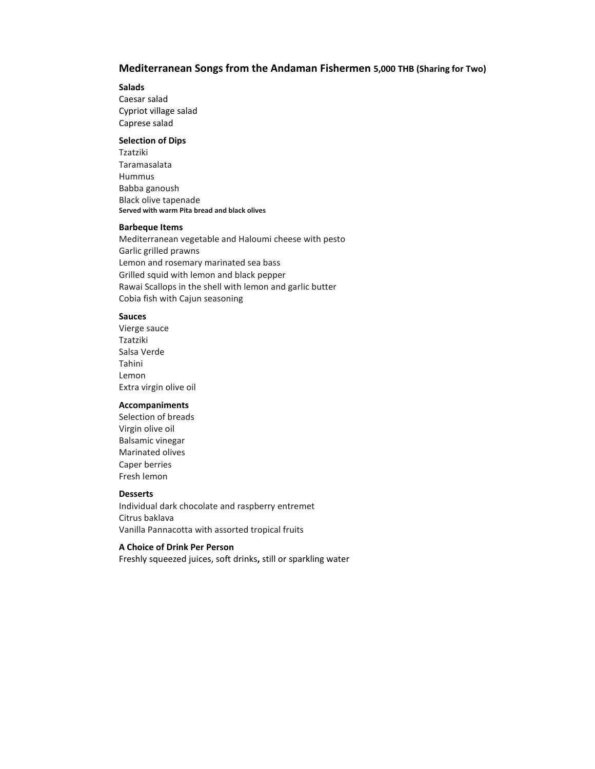## Mediterranean Songs from the Andaman Fishermen **5,000 THB (Sharing for Two)**

**Salads**

Caesar salad
Cypriot village salad
Caprese salad

**Selection of Dips**

Tzatziki
Taramasalata
Hummus
Babba ganoush
Black olive tapenade
**Served with warm Pita bread and black olives**

**Barbeque Items**

Mediterranean vegetable and Haloumi cheese with pesto
Garlic grilled prawns
Lemon and rosemary marinated sea bass
Grilled squid with lemon and black pepper
Rawai Scallops in the shell with lemon and garlic butter
Cobia fish with Cajun seasoning

**Sauces**

Vierge sauce
Tzatziki
Salsa Verde
Tahini
Lemon
Extra virgin olive oil

**Accompaniments**

Selection of breads
Virgin olive oil
Balsamic vinegar
Marinated olives
Caper berries
Fresh lemon

**Desserts**

Individual dark chocolate and raspberry entremet
Citrus baklava
Vanilla Pannacotta with assorted tropical fruits

**A Choice of Drink Per Person**

Freshly squeezed juices, soft drinks**,** still or sparkling water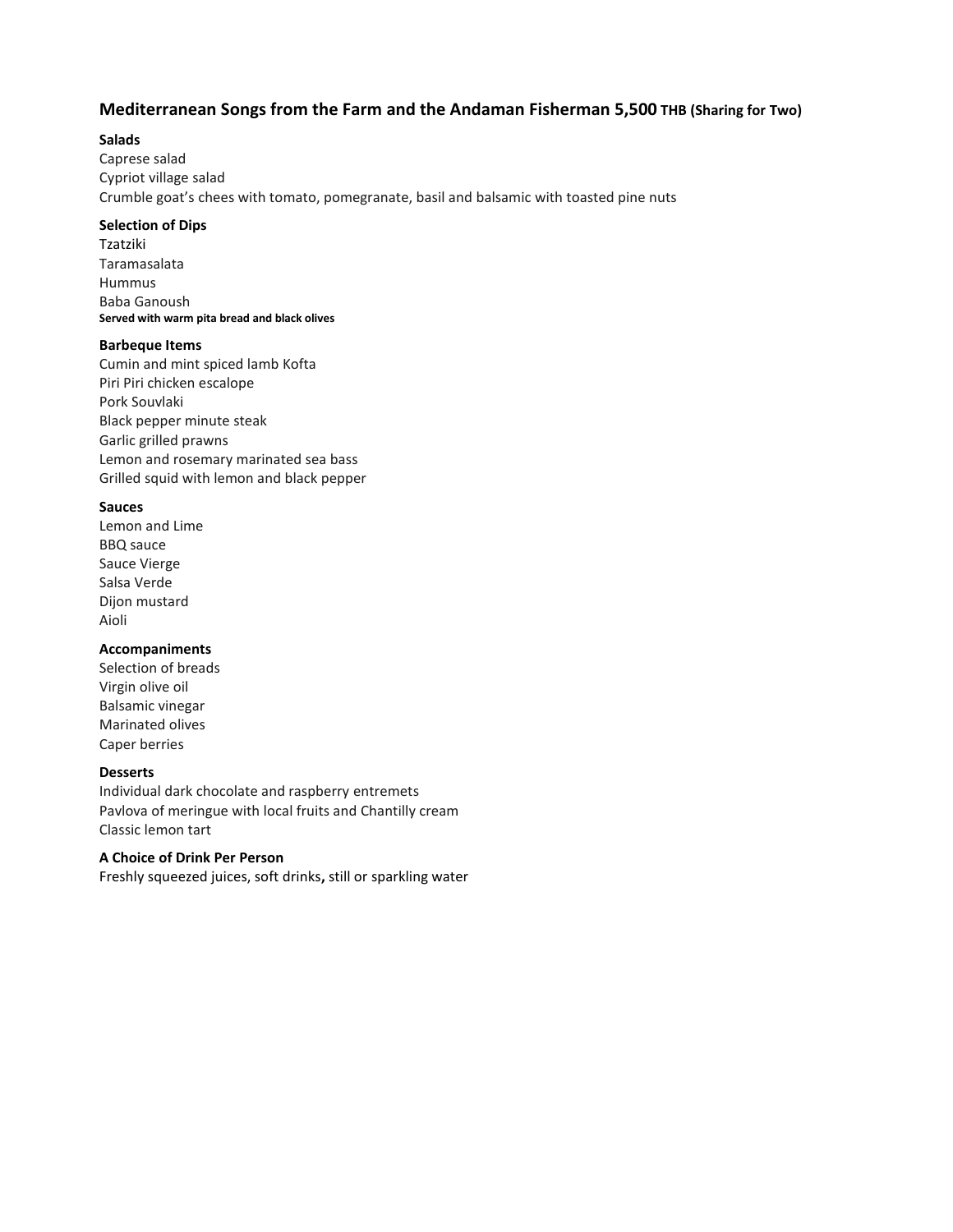## Mediterranean Songs from the Farm and the Andaman Fisherman 5,500 THB (Sharing for Two)

**Salads**

Caprese salad
Cypriot village salad
Crumble goat's chees with tomato, pomegranate, basil and balsamic with toasted pine nuts

**Selection of Dips**

Tzatziki
Taramasalata
Hummus
Baba Ganoush
**Served with warm pita bread and black olives**

**Barbeque Items**

Cumin and mint spiced lamb Kofta
Piri Piri chicken escalope
Pork Souvlaki
Black pepper minute steak
Garlic grilled prawns
Lemon and rosemary marinated sea bass
Grilled squid with lemon and black pepper

**Sauces**

Lemon and Lime
BBQ sauce
Sauce Vierge
Salsa Verde
Dijon mustard
Aioli

**Accompaniments**

Selection of breads
Virgin olive oil
Balsamic vinegar
Marinated olives
Caper berries

**Desserts**

Individual dark chocolate and raspberry entremets
Pavlova of meringue with local fruits and Chantilly cream
Classic lemon tart

**A Choice of Drink Per Person**

Freshly squeezed juices, soft drinks**,** still or sparkling water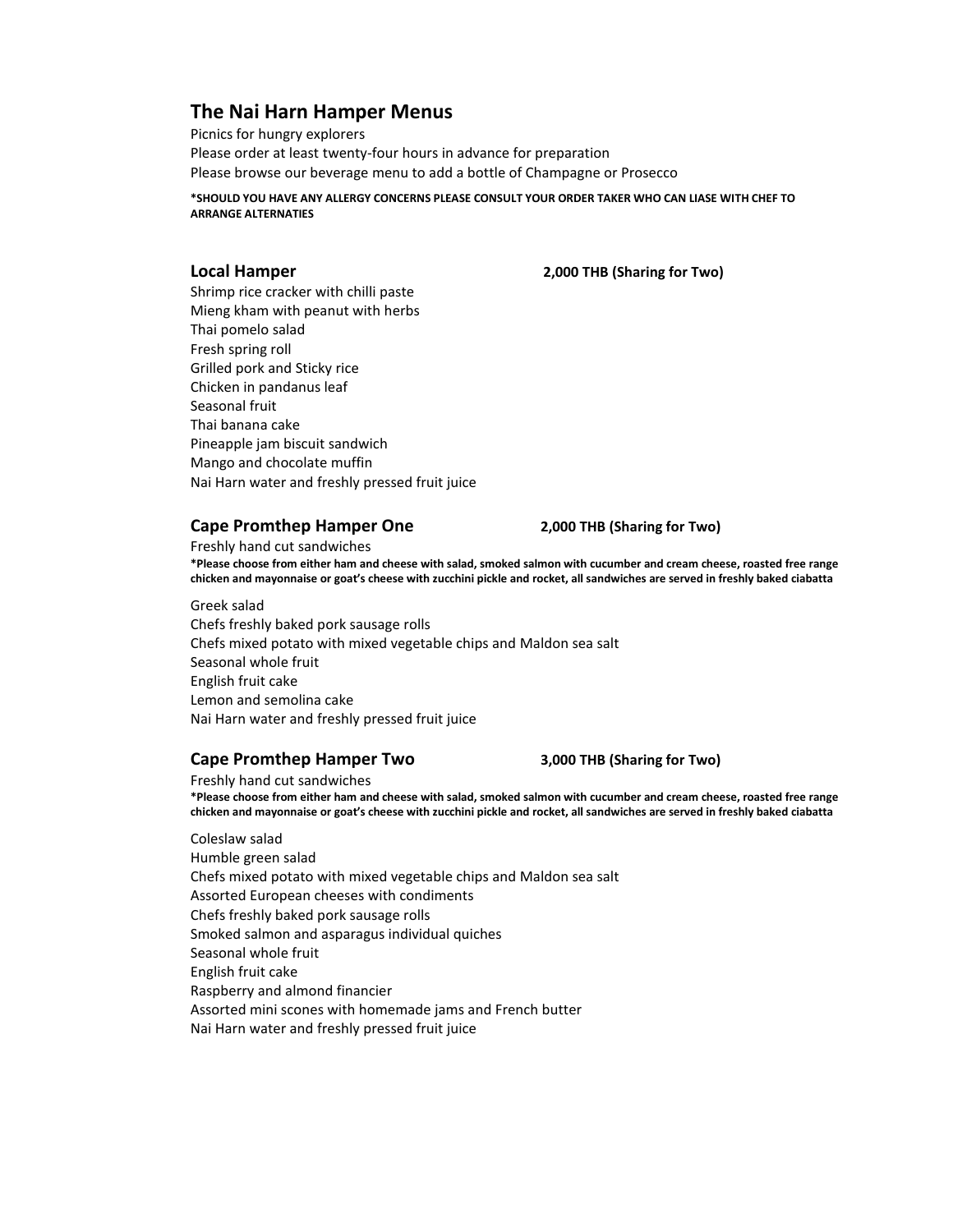## The Nai Harn Hamper Menus

Picnics for hungry explorers
Please order at least twenty-four hours in advance for preparation
Please browse our beverage menu to add a bottle of Champagne or Prosecco

**\*SHOULD YOU HAVE ANY ALLERGY CONCERNS PLEASE CONSULT YOUR ORDER TAKER WHO CAN LIASE WITH CHEF TO ARRANGE ALTERNATIES**

### Local Hamper **2,000 THB (Sharing for Two)**

Shrimp rice cracker with chilli paste
Mieng kham with peanut with herbs
Thai pomelo salad
Fresh spring roll
Grilled pork and Sticky rice
Chicken in pandanus leaf
Seasonal fruit
Thai banana cake
Pineapple jam biscuit sandwich
Mango and chocolate muffin
Nai Harn water and freshly pressed fruit juice

### Cape Promthep Hamper One **2,000 THB (Sharing for Two)**

Freshly hand cut sandwiches
**\*Please choose from either ham and cheese with salad, smoked salmon with cucumber and cream cheese, roasted free range chicken and mayonnaise or goat's cheese with zucchini pickle and rocket, all sandwiches are served in freshly baked ciabatta**

Greek salad
Chefs freshly baked pork sausage rolls
Chefs mixed potato with mixed vegetable chips and Maldon sea salt
Seasonal whole fruit
English fruit cake
Lemon and semolina cake
Nai Harn water and freshly pressed fruit juice

### Cape Promthep Hamper Two **3,000 THB (Sharing for Two)**

Freshly hand cut sandwiches
**\*Please choose from either ham and cheese with salad, smoked salmon with cucumber and cream cheese, roasted free range chicken and mayonnaise or goat's cheese with zucchini pickle and rocket, all sandwiches are served in freshly baked ciabatta**

Coleslaw salad
Humble green salad
Chefs mixed potato with mixed vegetable chips and Maldon sea salt
Assorted European cheeses with condiments
Chefs freshly baked pork sausage rolls
Smoked salmon and asparagus individual quiches
Seasonal whole fruit
English fruit cake
Raspberry and almond financier
Assorted mini scones with homemade jams and French butter
Nai Harn water and freshly pressed fruit juice